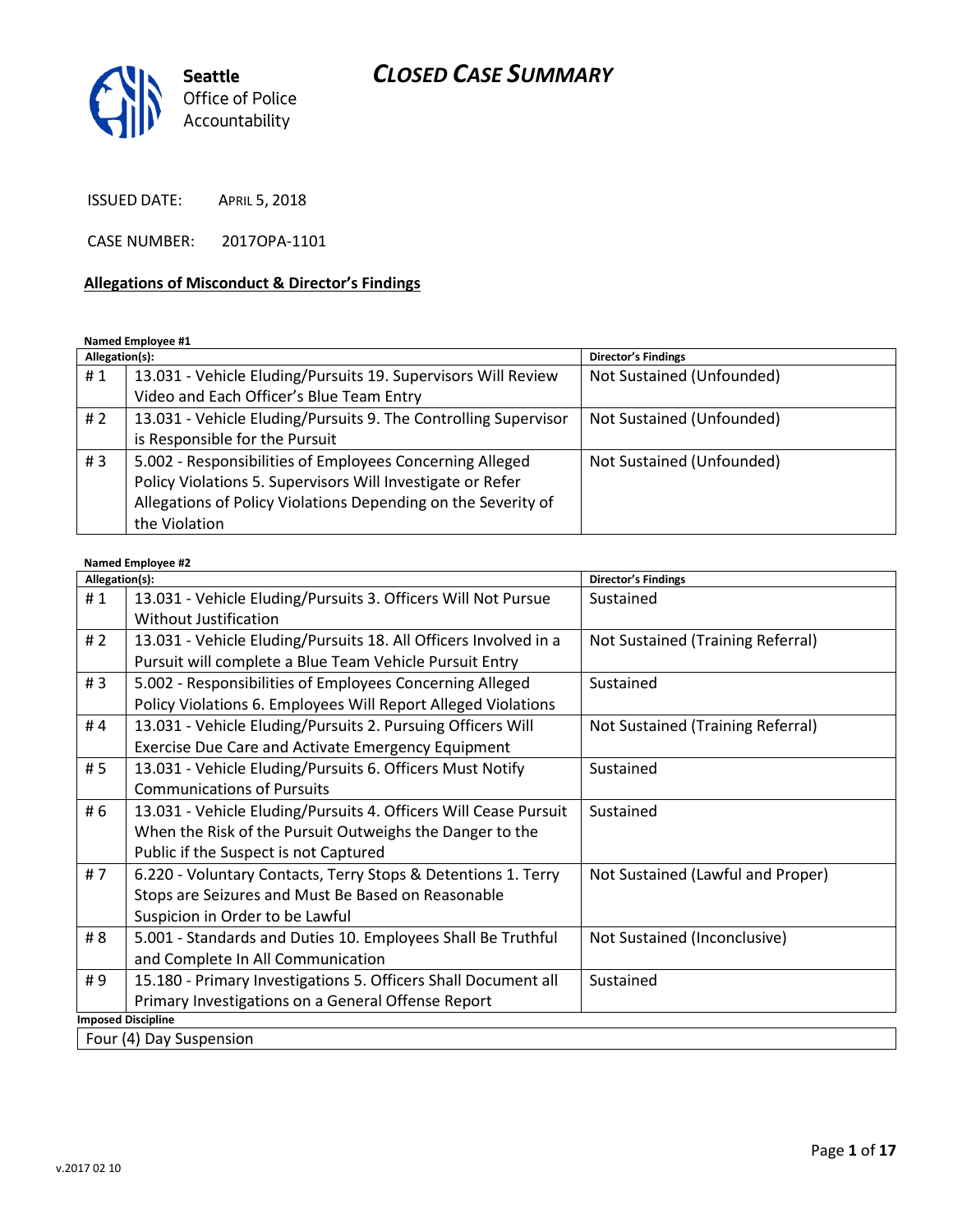# CLOSED CASE SUMMARY

Seattle Office of Police Accountability

ISSUED DATE: APRIL 5, 2018

CASE NUMBER: 2017OPA-1101

## Allegations of Misconduct & Director's Findings

**Named Employee #1**

| Allegation(s): | | Director's Findings |
|---|---|---|
| # 1 | 13.031 - Vehicle Eluding/Pursuits 19. Supervisors Will Review Video and Each Officer's Blue Team Entry | Not Sustained (Unfounded) |
| # 2 | 13.031 - Vehicle Eluding/Pursuits 9. The Controlling Supervisor is Responsible for the Pursuit | Not Sustained (Unfounded) |
| # 3 | 5.002 - Responsibilities of Employees Concerning Alleged Policy Violations 5. Supervisors Will Investigate or Refer Allegations of Policy Violations Depending on the Severity of the Violation | Not Sustained (Unfounded) |

**Named Employee #2**

| Allegation(s): | | Director's Findings |
|---|---|---|
| # 1 | 13.031 - Vehicle Eluding/Pursuits 3. Officers Will Not Pursue Without Justification | Sustained |
| # 2 | 13.031 - Vehicle Eluding/Pursuits 18. All Officers Involved in a Pursuit will complete a Blue Team Vehicle Pursuit Entry | Not Sustained (Training Referral) |
| # 3 | 5.002 - Responsibilities of Employees Concerning Alleged Policy Violations 6. Employees Will Report Alleged Violations | Sustained |
| # 4 | 13.031 - Vehicle Eluding/Pursuits 2. Pursuing Officers Will Exercise Due Care and Activate Emergency Equipment | Not Sustained (Training Referral) |
| # 5 | 13.031 - Vehicle Eluding/Pursuits 6. Officers Must Notify Communications of Pursuits | Sustained |
| # 6 | 13.031 - Vehicle Eluding/Pursuits 4. Officers Will Cease Pursuit When the Risk of the Pursuit Outweighs the Danger to the Public if the Suspect is not Captured | Sustained |
| # 7 | 6.220 - Voluntary Contacts, Terry Stops & Detentions 1. Terry Stops are Seizures and Must Be Based on Reasonable Suspicion in Order to be Lawful | Not Sustained (Lawful and Proper) |
| # 8 | 5.001 - Standards and Duties 10. Employees Shall Be Truthful and Complete In All Communication | Not Sustained (Inconclusive) |
| # 9 | 15.180 - Primary Investigations 5. Officers Shall Document all Primary Investigations on a General Offense Report | Sustained |

**Imposed Discipline**

Four (4) Day Suspension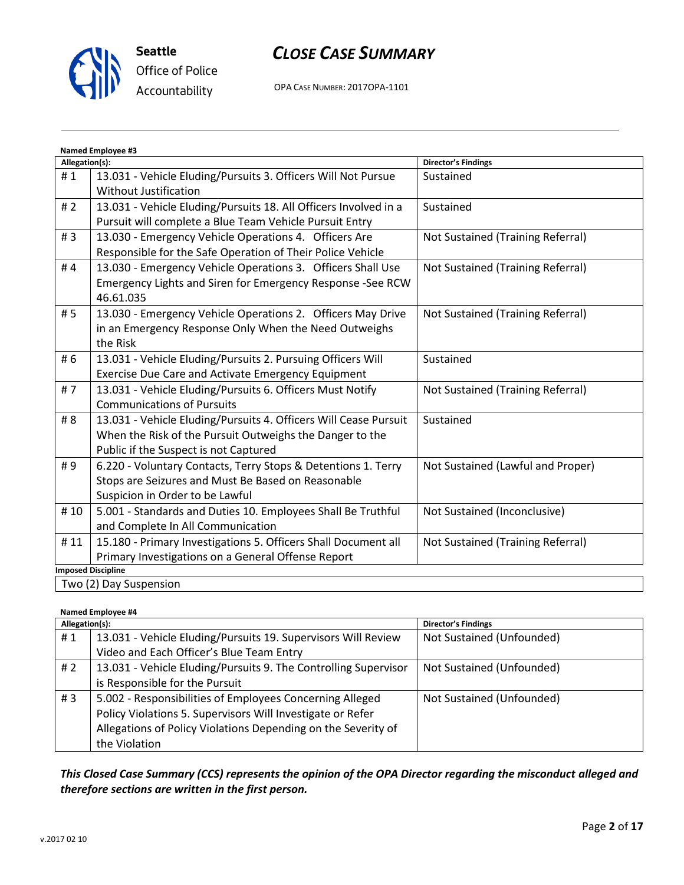**Named Employee #3**

| Allegation(s): | | Director's Findings |
|---|---|---|
| # 1 | 13.031 - Vehicle Eluding/Pursuits 3. Officers Will Not Pursue Without Justification | Sustained |
| # 2 | 13.031 - Vehicle Eluding/Pursuits 18. All Officers Involved in a Pursuit will complete a Blue Team Vehicle Pursuit Entry | Sustained |
| # 3 | 13.030 - Emergency Vehicle Operations 4. Officers Are Responsible for the Safe Operation of Their Police Vehicle | Not Sustained (Training Referral) |
| # 4 | 13.030 - Emergency Vehicle Operations 3. Officers Shall Use Emergency Lights and Siren for Emergency Response -See RCW 46.61.035 | Not Sustained (Training Referral) |
| # 5 | 13.030 - Emergency Vehicle Operations 2. Officers May Drive in an Emergency Response Only When the Need Outweighs the Risk | Not Sustained (Training Referral) |
| # 6 | 13.031 - Vehicle Eluding/Pursuits 2. Pursuing Officers Will Exercise Due Care and Activate Emergency Equipment | Sustained |
| # 7 | 13.031 - Vehicle Eluding/Pursuits 6. Officers Must Notify Communications of Pursuits | Not Sustained (Training Referral) |
| # 8 | 13.031 - Vehicle Eluding/Pursuits 4. Officers Will Cease Pursuit When the Risk of the Pursuit Outweighs the Danger to the Public if the Suspect is not Captured | Sustained |
| # 9 | 6.220 - Voluntary Contacts, Terry Stops & Detentions 1. Terry Stops are Seizures and Must Be Based on Reasonable Suspicion in Order to be Lawful | Not Sustained (Lawful and Proper) |
| # 10 | 5.001 - Standards and Duties 10. Employees Shall Be Truthful and Complete In All Communication | Not Sustained (Inconclusive) |
| # 11 | 15.180 - Primary Investigations 5. Officers Shall Document all Primary Investigations on a General Offense Report | Not Sustained (Training Referral) |

**Imposed Discipline**

Two (2) Day Suspension

**Named Employee #4**

| Allegation(s): | | Director's Findings |
|---|---|---|
| # 1 | 13.031 - Vehicle Eluding/Pursuits 19. Supervisors Will Review Video and Each Officer's Blue Team Entry | Not Sustained (Unfounded) |
| # 2 | 13.031 - Vehicle Eluding/Pursuits 9. The Controlling Supervisor is Responsible for the Pursuit | Not Sustained (Unfounded) |
| # 3 | 5.002 - Responsibilities of Employees Concerning Alleged Policy Violations 5. Supervisors Will Investigate or Refer Allegations of Policy Violations Depending on the Severity of the Violation | Not Sustained (Unfounded) |

***This Closed Case Summary (CCS) represents the opinion of the OPA Director regarding the misconduct alleged and therefore sections are written in the first person.***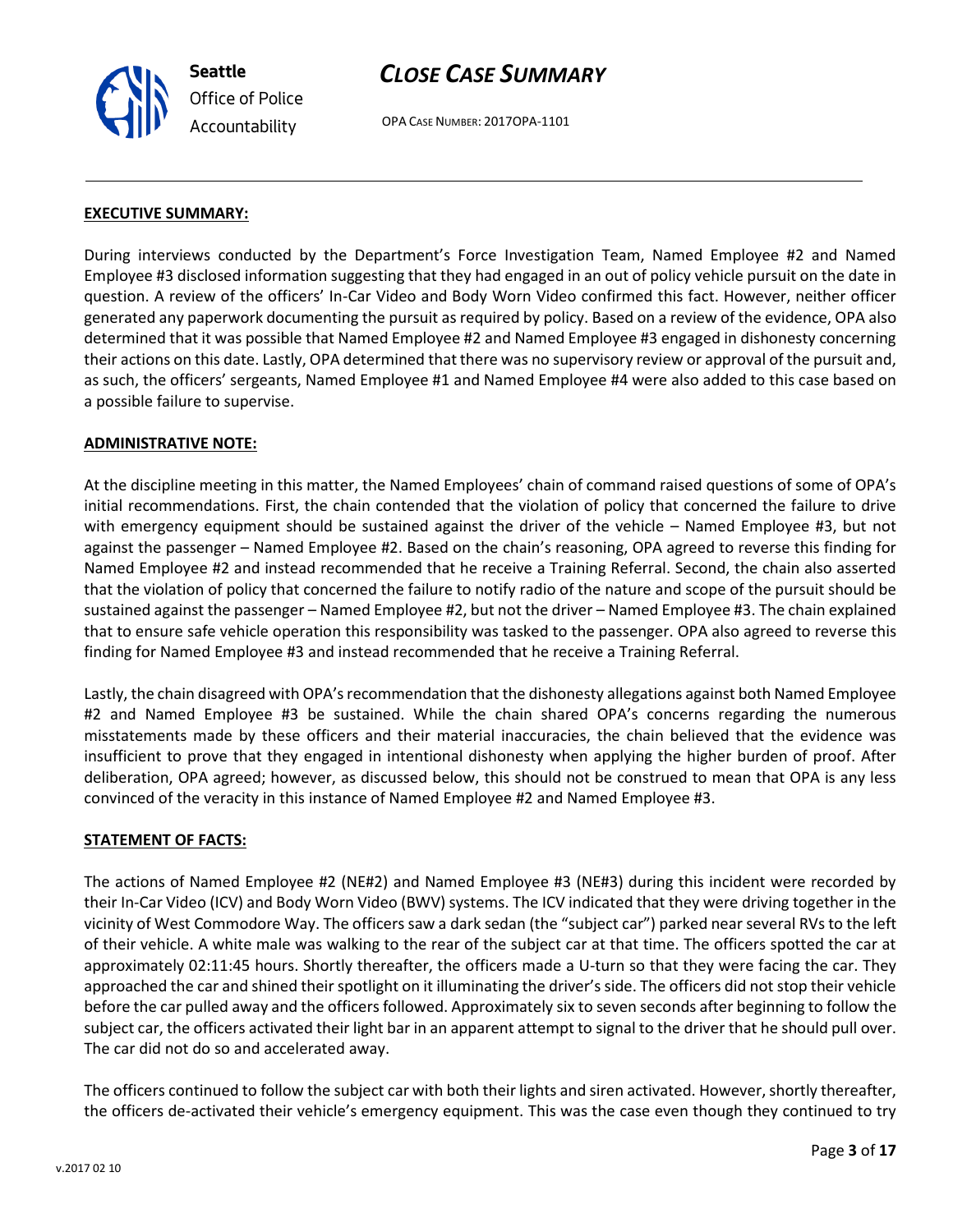#### EXECUTIVE SUMMARY:

During interviews conducted by the Department's Force Investigation Team, Named Employee #2 and Named Employee #3 disclosed information suggesting that they had engaged in an out of policy vehicle pursuit on the date in question. A review of the officers' In-Car Video and Body Worn Video confirmed this fact. However, neither officer generated any paperwork documenting the pursuit as required by policy. Based on a review of the evidence, OPA also determined that it was possible that Named Employee #2 and Named Employee #3 engaged in dishonesty concerning their actions on this date. Lastly, OPA determined that there was no supervisory review or approval of the pursuit and, as such, the officers' sergeants, Named Employee #1 and Named Employee #4 were also added to this case based on a possible failure to supervise.

#### ADMINISTRATIVE NOTE:

At the discipline meeting in this matter, the Named Employees' chain of command raised questions of some of OPA's initial recommendations. First, the chain contended that the violation of policy that concerned the failure to drive with emergency equipment should be sustained against the driver of the vehicle – Named Employee #3, but not against the passenger – Named Employee #2. Based on the chain's reasoning, OPA agreed to reverse this finding for Named Employee #2 and instead recommended that he receive a Training Referral. Second, the chain also asserted that the violation of policy that concerned the failure to notify radio of the nature and scope of the pursuit should be sustained against the passenger – Named Employee #2, but not the driver – Named Employee #3. The chain explained that to ensure safe vehicle operation this responsibility was tasked to the passenger. OPA also agreed to reverse this finding for Named Employee #3 and instead recommended that he receive a Training Referral.

Lastly, the chain disagreed with OPA's recommendation that the dishonesty allegations against both Named Employee #2 and Named Employee #3 be sustained. While the chain shared OPA's concerns regarding the numerous misstatements made by these officers and their material inaccuracies, the chain believed that the evidence was insufficient to prove that they engaged in intentional dishonesty when applying the higher burden of proof. After deliberation, OPA agreed; however, as discussed below, this should not be construed to mean that OPA is any less convinced of the veracity in this instance of Named Employee #2 and Named Employee #3.

#### STATEMENT OF FACTS:

The actions of Named Employee #2 (NE#2) and Named Employee #3 (NE#3) during this incident were recorded by their In-Car Video (ICV) and Body Worn Video (BWV) systems. The ICV indicated that they were driving together in the vicinity of West Commodore Way. The officers saw a dark sedan (the "subject car") parked near several RVs to the left of their vehicle. A white male was walking to the rear of the subject car at that time. The officers spotted the car at approximately 02:11:45 hours. Shortly thereafter, the officers made a U-turn so that they were facing the car. They approached the car and shined their spotlight on it illuminating the driver's side. The officers did not stop their vehicle before the car pulled away and the officers followed. Approximately six to seven seconds after beginning to follow the subject car, the officers activated their light bar in an apparent attempt to signal to the driver that he should pull over. The car did not do so and accelerated away.

The officers continued to follow the subject car with both their lights and siren activated. However, shortly thereafter, the officers de-activated their vehicle's emergency equipment. This was the case even though they continued to try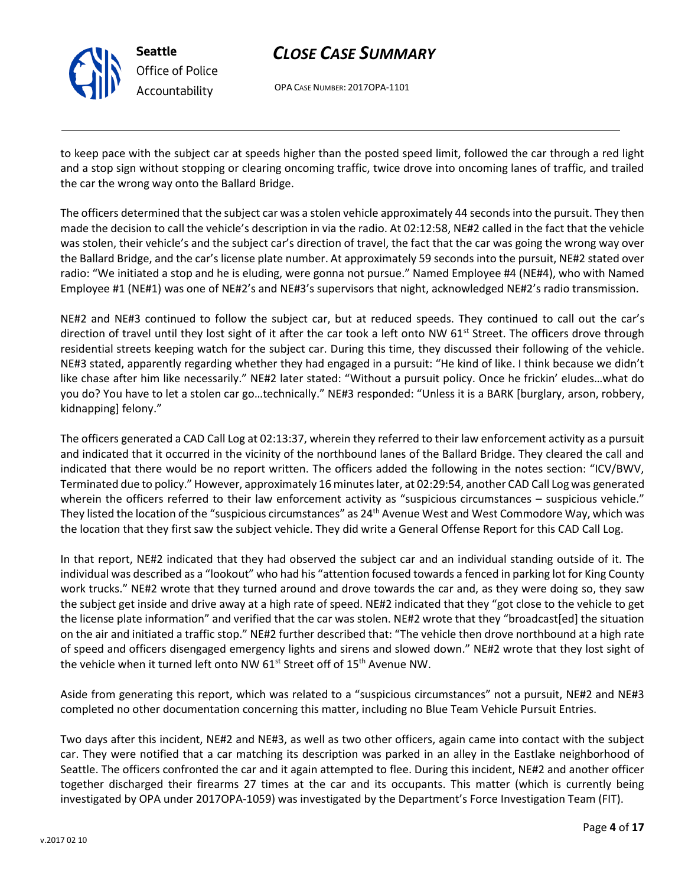to keep pace with the subject car at speeds higher than the posted speed limit, followed the car through a red light and a stop sign without stopping or clearing oncoming traffic, twice drove into oncoming lanes of traffic, and trailed the car the wrong way onto the Ballard Bridge.

The officers determined that the subject car was a stolen vehicle approximately 44 seconds into the pursuit. They then made the decision to call the vehicle's description in via the radio. At 02:12:58, NE#2 called in the fact that the vehicle was stolen, their vehicle's and the subject car's direction of travel, the fact that the car was going the wrong way over the Ballard Bridge, and the car's license plate number. At approximately 59 seconds into the pursuit, NE#2 stated over radio: "We initiated a stop and he is eluding, were gonna not pursue." Named Employee #4 (NE#4), who with Named Employee #1 (NE#1) was one of NE#2's and NE#3's supervisors that night, acknowledged NE#2's radio transmission.

NE#2 and NE#3 continued to follow the subject car, but at reduced speeds. They continued to call out the car's direction of travel until they lost sight of it after the car took a left onto NW 61st Street. The officers drove through residential streets keeping watch for the subject car. During this time, they discussed their following of the vehicle. NE#3 stated, apparently regarding whether they had engaged in a pursuit: "He kind of like. I think because we didn't like chase after him like necessarily." NE#2 later stated: "Without a pursuit policy. Once he frickin' eludes…what do you do? You have to let a stolen car go…technically." NE#3 responded: "Unless it is a BARK [burglary, arson, robbery, kidnapping] felony."

The officers generated a CAD Call Log at 02:13:37, wherein they referred to their law enforcement activity as a pursuit and indicated that it occurred in the vicinity of the northbound lanes of the Ballard Bridge. They cleared the call and indicated that there would be no report written. The officers added the following in the notes section: "ICV/BWV, Terminated due to policy." However, approximately 16 minutes later, at 02:29:54, another CAD Call Log was generated wherein the officers referred to their law enforcement activity as "suspicious circumstances – suspicious vehicle." They listed the location of the "suspicious circumstances" as 24th Avenue West and West Commodore Way, which was the location that they first saw the subject vehicle. They did write a General Offense Report for this CAD Call Log.

In that report, NE#2 indicated that they had observed the subject car and an individual standing outside of it. The individual was described as a "lookout" who had his "attention focused towards a fenced in parking lot for King County work trucks." NE#2 wrote that they turned around and drove towards the car and, as they were doing so, they saw the subject get inside and drive away at a high rate of speed. NE#2 indicated that they "got close to the vehicle to get the license plate information" and verified that the car was stolen. NE#2 wrote that they "broadcast[ed] the situation on the air and initiated a traffic stop." NE#2 further described that: "The vehicle then drove northbound at a high rate of speed and officers disengaged emergency lights and sirens and slowed down." NE#2 wrote that they lost sight of the vehicle when it turned left onto NW 61st Street off of 15th Avenue NW.

Aside from generating this report, which was related to a "suspicious circumstances" not a pursuit, NE#2 and NE#3 completed no other documentation concerning this matter, including no Blue Team Vehicle Pursuit Entries.

Two days after this incident, NE#2 and NE#3, as well as two other officers, again came into contact with the subject car. They were notified that a car matching its description was parked in an alley in the Eastlake neighborhood of Seattle. The officers confronted the car and it again attempted to flee. During this incident, NE#2 and another officer together discharged their firearms 27 times at the car and its occupants. This matter (which is currently being investigated by OPA under 2017OPA-1059) was investigated by the Department's Force Investigation Team (FIT).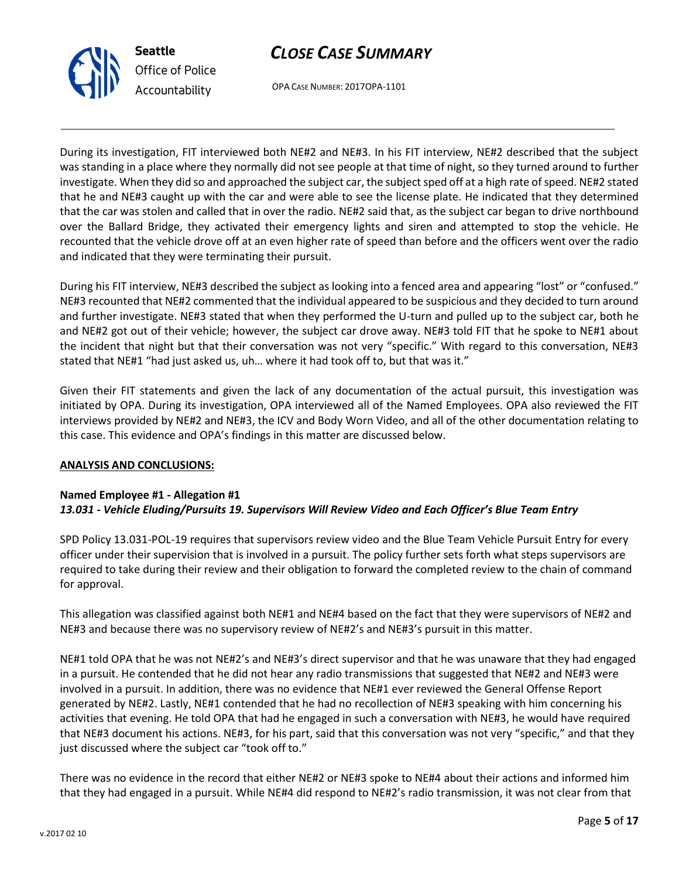During its investigation, FIT interviewed both NE#2 and NE#3. In his FIT interview, NE#2 described that the subject was standing in a place where they normally did not see people at that time of night, so they turned around to further investigate. When they did so and approached the subject car, the subject sped off at a high rate of speed. NE#2 stated that he and NE#3 caught up with the car and were able to see the license plate. He indicated that they determined that the car was stolen and called that in over the radio. NE#2 said that, as the subject car began to drive northbound over the Ballard Bridge, they activated their emergency lights and siren and attempted to stop the vehicle. He recounted that the vehicle drove off at an even higher rate of speed than before and the officers went over the radio and indicated that they were terminating their pursuit.

During his FIT interview, NE#3 described the subject as looking into a fenced area and appearing "lost" or "confused." NE#3 recounted that NE#2 commented that the individual appeared to be suspicious and they decided to turn around and further investigate. NE#3 stated that when they performed the U-turn and pulled up to the subject car, both he and NE#2 got out of their vehicle; however, the subject car drove away. NE#3 told FIT that he spoke to NE#1 about the incident that night but that their conversation was not very "specific." With regard to this conversation, NE#3 stated that NE#1 "had just asked us, uh… where it had took off to, but that was it."

Given their FIT statements and given the lack of any documentation of the actual pursuit, this investigation was initiated by OPA. During its investigation, OPA interviewed all of the Named Employees. OPA also reviewed the FIT interviews provided by NE#2 and NE#3, the ICV and Body Worn Video, and all of the other documentation relating to this case. This evidence and OPA's findings in this matter are discussed below.

**ANALYSIS AND CONCLUSIONS:**

**Named Employee #1 - Allegation #1**
***13.031 - Vehicle Eluding/Pursuits 19. Supervisors Will Review Video and Each Officer's Blue Team Entry***

SPD Policy 13.031-POL-19 requires that supervisors review video and the Blue Team Vehicle Pursuit Entry for every officer under their supervision that is involved in a pursuit. The policy further sets forth what steps supervisors are required to take during their review and their obligation to forward the completed review to the chain of command for approval.

This allegation was classified against both NE#1 and NE#4 based on the fact that they were supervisors of NE#2 and NE#3 and because there was no supervisory review of NE#2's and NE#3's pursuit in this matter.

NE#1 told OPA that he was not NE#2's and NE#3's direct supervisor and that he was unaware that they had engaged in a pursuit. He contended that he did not hear any radio transmissions that suggested that NE#2 and NE#3 were involved in a pursuit. In addition, there was no evidence that NE#1 ever reviewed the General Offense Report generated by NE#2. Lastly, NE#1 contended that he had no recollection of NE#3 speaking with him concerning his activities that evening. He told OPA that had he engaged in such a conversation with NE#3, he would have required that NE#3 document his actions. NE#3, for his part, said that this conversation was not very "specific," and that they just discussed where the subject car "took off to."

There was no evidence in the record that either NE#2 or NE#3 spoke to NE#4 about their actions and informed him that they had engaged in a pursuit. While NE#4 did respond to NE#2's radio transmission, it was not clear from that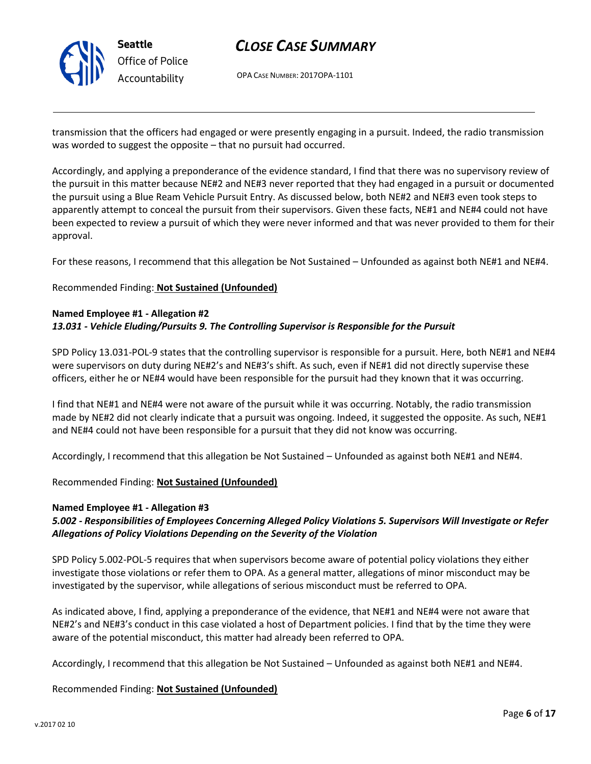transmission that the officers had engaged or were presently engaging in a pursuit. Indeed, the radio transmission was worded to suggest the opposite – that no pursuit had occurred.

Accordingly, and applying a preponderance of the evidence standard, I find that there was no supervisory review of the pursuit in this matter because NE#2 and NE#3 never reported that they had engaged in a pursuit or documented the pursuit using a Blue Ream Vehicle Pursuit Entry. As discussed below, both NE#2 and NE#3 even took steps to apparently attempt to conceal the pursuit from their supervisors. Given these facts, NE#1 and NE#4 could not have been expected to review a pursuit of which they were never informed and that was never provided to them for their approval.

For these reasons, I recommend that this allegation be Not Sustained – Unfounded as against both NE#1 and NE#4.

Recommended Finding: **Not Sustained (Unfounded)**

**Named Employee #1 - Allegation #2**
***13.031 - Vehicle Eluding/Pursuits 9. The Controlling Supervisor is Responsible for the Pursuit***

SPD Policy 13.031-POL-9 states that the controlling supervisor is responsible for a pursuit. Here, both NE#1 and NE#4 were supervisors on duty during NE#2's and NE#3's shift. As such, even if NE#1 did not directly supervise these officers, either he or NE#4 would have been responsible for the pursuit had they known that it was occurring.

I find that NE#1 and NE#4 were not aware of the pursuit while it was occurring. Notably, the radio transmission made by NE#2 did not clearly indicate that a pursuit was ongoing. Indeed, it suggested the opposite. As such, NE#1 and NE#4 could not have been responsible for a pursuit that they did not know was occurring.

Accordingly, I recommend that this allegation be Not Sustained – Unfounded as against both NE#1 and NE#4.

Recommended Finding: **Not Sustained (Unfounded)**

**Named Employee #1 - Allegation #3**
***5.002 - Responsibilities of Employees Concerning Alleged Policy Violations 5. Supervisors Will Investigate or Refer Allegations of Policy Violations Depending on the Severity of the Violation***

SPD Policy 5.002-POL-5 requires that when supervisors become aware of potential policy violations they either investigate those violations or refer them to OPA. As a general matter, allegations of minor misconduct may be investigated by the supervisor, while allegations of serious misconduct must be referred to OPA.

As indicated above, I find, applying a preponderance of the evidence, that NE#1 and NE#4 were not aware that NE#2's and NE#3's conduct in this case violated a host of Department policies. I find that by the time they were aware of the potential misconduct, this matter had already been referred to OPA.

Accordingly, I recommend that this allegation be Not Sustained – Unfounded as against both NE#1 and NE#4.

Recommended Finding: **Not Sustained (Unfounded)**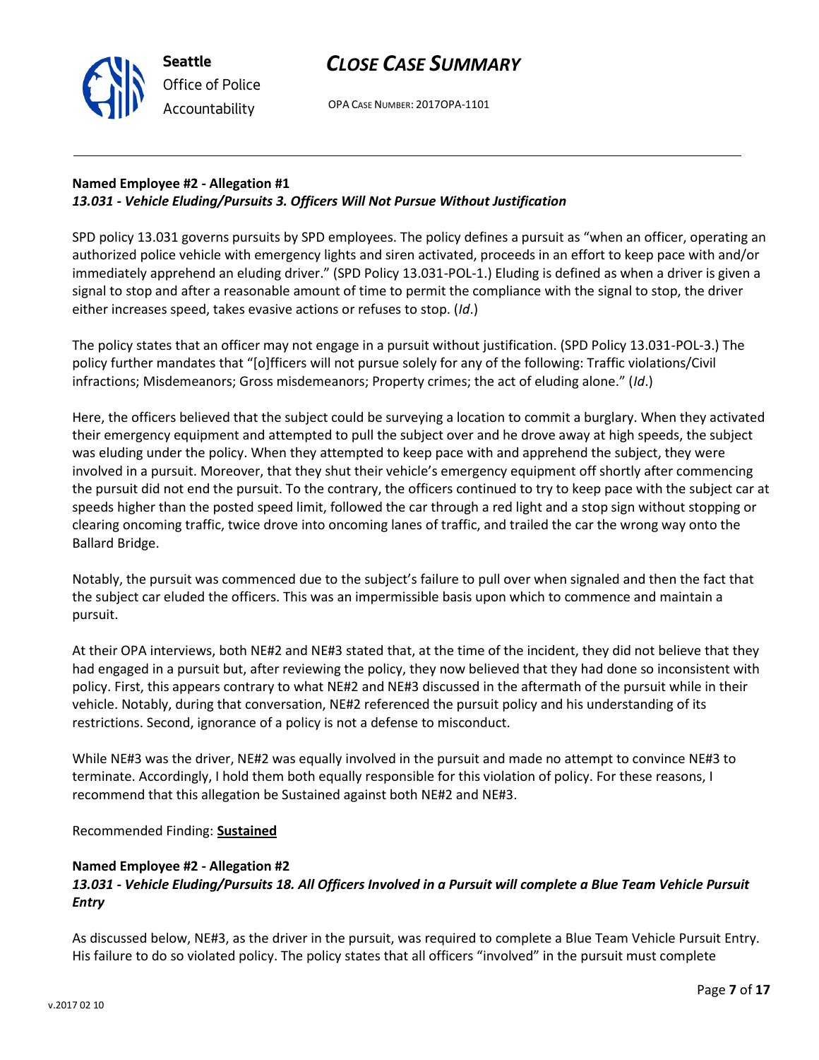**Named Employee #2 - Allegation #1**
***13.031 - Vehicle Eluding/Pursuits 3. Officers Will Not Pursue Without Justification***

SPD policy 13.031 governs pursuits by SPD employees. The policy defines a pursuit as "when an officer, operating an authorized police vehicle with emergency lights and siren activated, proceeds in an effort to keep pace with and/or immediately apprehend an eluding driver." (SPD Policy 13.031-POL-1.) Eluding is defined as when a driver is given a signal to stop and after a reasonable amount of time to permit the compliance with the signal to stop, the driver either increases speed, takes evasive actions or refuses to stop. (*Id*.)

The policy states that an officer may not engage in a pursuit without justification. (SPD Policy 13.031-POL-3.) The policy further mandates that "[o]fficers will not pursue solely for any of the following: Traffic violations/Civil infractions; Misdemeanors; Gross misdemeanors; Property crimes; the act of eluding alone." (*Id*.)

Here, the officers believed that the subject could be surveying a location to commit a burglary. When they activated their emergency equipment and attempted to pull the subject over and he drove away at high speeds, the subject was eluding under the policy. When they attempted to keep pace with and apprehend the subject, they were involved in a pursuit. Moreover, that they shut their vehicle's emergency equipment off shortly after commencing the pursuit did not end the pursuit. To the contrary, the officers continued to try to keep pace with the subject car at speeds higher than the posted speed limit, followed the car through a red light and a stop sign without stopping or clearing oncoming traffic, twice drove into oncoming lanes of traffic, and trailed the car the wrong way onto the Ballard Bridge.

Notably, the pursuit was commenced due to the subject's failure to pull over when signaled and then the fact that the subject car eluded the officers. This was an impermissible basis upon which to commence and maintain a pursuit.

At their OPA interviews, both NE#2 and NE#3 stated that, at the time of the incident, they did not believe that they had engaged in a pursuit but, after reviewing the policy, they now believed that they had done so inconsistent with policy. First, this appears contrary to what NE#2 and NE#3 discussed in the aftermath of the pursuit while in their vehicle. Notably, during that conversation, NE#2 referenced the pursuit policy and his understanding of its restrictions. Second, ignorance of a policy is not a defense to misconduct.

While NE#3 was the driver, NE#2 was equally involved in the pursuit and made no attempt to convince NE#3 to terminate. Accordingly, I hold them both equally responsible for this violation of policy. For these reasons, I recommend that this allegation be Sustained against both NE#2 and NE#3.

Recommended Finding: **Sustained**

**Named Employee #2 - Allegation #2**
***13.031 - Vehicle Eluding/Pursuits 18. All Officers Involved in a Pursuit will complete a Blue Team Vehicle Pursuit Entry***

As discussed below, NE#3, as the driver in the pursuit, was required to complete a Blue Team Vehicle Pursuit Entry. His failure to do so violated policy. The policy states that all officers "involved" in the pursuit must complete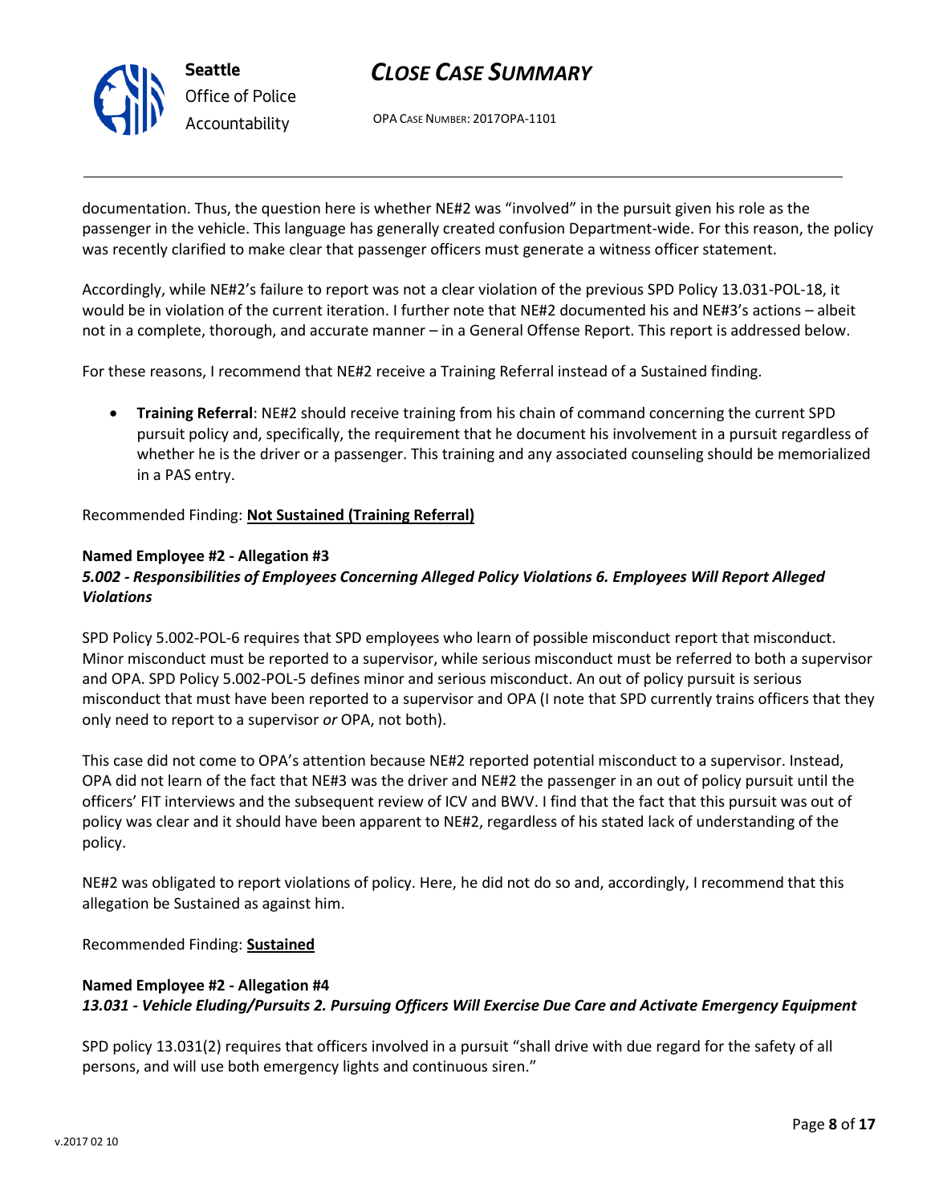documentation. Thus, the question here is whether NE#2 was "involved" in the pursuit given his role as the passenger in the vehicle. This language has generally created confusion Department-wide. For this reason, the policy was recently clarified to make clear that passenger officers must generate a witness officer statement.

Accordingly, while NE#2's failure to report was not a clear violation of the previous SPD Policy 13.031-POL-18, it would be in violation of the current iteration. I further note that NE#2 documented his and NE#3's actions – albeit not in a complete, thorough, and accurate manner – in a General Offense Report. This report is addressed below.

For these reasons, I recommend that NE#2 receive a Training Referral instead of a Sustained finding.

- **Training Referral**: NE#2 should receive training from his chain of command concerning the current SPD pursuit policy and, specifically, the requirement that he document his involvement in a pursuit regardless of whether he is the driver or a passenger. This training and any associated counseling should be memorialized in a PAS entry.

Recommended Finding: **Not Sustained (Training Referral)**

**Named Employee #2 - Allegation #3**
***5.002 - Responsibilities of Employees Concerning Alleged Policy Violations 6. Employees Will Report Alleged Violations***

SPD Policy 5.002-POL-6 requires that SPD employees who learn of possible misconduct report that misconduct. Minor misconduct must be reported to a supervisor, while serious misconduct must be referred to both a supervisor and OPA. SPD Policy 5.002-POL-5 defines minor and serious misconduct. An out of policy pursuit is serious misconduct that must have been reported to a supervisor and OPA (I note that SPD currently trains officers that they only need to report to a supervisor *or* OPA, not both).

This case did not come to OPA's attention because NE#2 reported potential misconduct to a supervisor. Instead, OPA did not learn of the fact that NE#3 was the driver and NE#2 the passenger in an out of policy pursuit until the officers' FIT interviews and the subsequent review of ICV and BWV. I find that the fact that this pursuit was out of policy was clear and it should have been apparent to NE#2, regardless of his stated lack of understanding of the policy.

NE#2 was obligated to report violations of policy. Here, he did not do so and, accordingly, I recommend that this allegation be Sustained as against him.

Recommended Finding: **Sustained**

**Named Employee #2 - Allegation #4**
***13.031 - Vehicle Eluding/Pursuits 2. Pursuing Officers Will Exercise Due Care and Activate Emergency Equipment***

SPD policy 13.031(2) requires that officers involved in a pursuit "shall drive with due regard for the safety of all persons, and will use both emergency lights and continuous siren."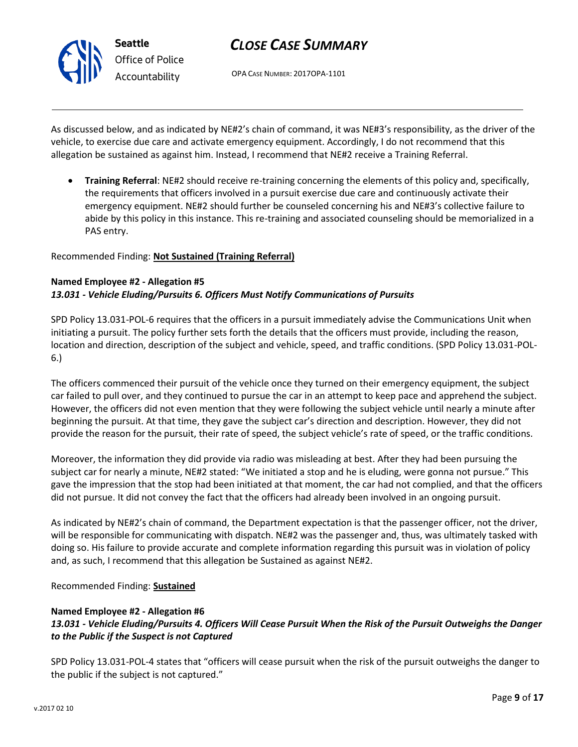As discussed below, and as indicated by NE#2's chain of command, it was NE#3's responsibility, as the driver of the vehicle, to exercise due care and activate emergency equipment. Accordingly, I do not recommend that this allegation be sustained as against him. Instead, I recommend that NE#2 receive a Training Referral.

- **Training Referral**: NE#2 should receive re-training concerning the elements of this policy and, specifically, the requirements that officers involved in a pursuit exercise due care and continuously activate their emergency equipment. NE#2 should further be counseled concerning his and NE#3's collective failure to abide by this policy in this instance. This re-training and associated counseling should be memorialized in a PAS entry.

Recommended Finding: **Not Sustained (Training Referral)**

**Named Employee #2 - Allegation #5**
***13.031 - Vehicle Eluding/Pursuits 6. Officers Must Notify Communications of Pursuits***

SPD Policy 13.031-POL-6 requires that the officers in a pursuit immediately advise the Communications Unit when initiating a pursuit. The policy further sets forth the details that the officers must provide, including the reason, location and direction, description of the subject and vehicle, speed, and traffic conditions. (SPD Policy 13.031-POL-6.)

The officers commenced their pursuit of the vehicle once they turned on their emergency equipment, the subject car failed to pull over, and they continued to pursue the car in an attempt to keep pace and apprehend the subject. However, the officers did not even mention that they were following the subject vehicle until nearly a minute after beginning the pursuit. At that time, they gave the subject car's direction and description. However, they did not provide the reason for the pursuit, their rate of speed, the subject vehicle's rate of speed, or the traffic conditions.

Moreover, the information they did provide via radio was misleading at best. After they had been pursuing the subject car for nearly a minute, NE#2 stated: "We initiated a stop and he is eluding, were gonna not pursue." This gave the impression that the stop had been initiated at that moment, the car had not complied, and that the officers did not pursue. It did not convey the fact that the officers had already been involved in an ongoing pursuit.

As indicated by NE#2's chain of command, the Department expectation is that the passenger officer, not the driver, will be responsible for communicating with dispatch. NE#2 was the passenger and, thus, was ultimately tasked with doing so. His failure to provide accurate and complete information regarding this pursuit was in violation of policy and, as such, I recommend that this allegation be Sustained as against NE#2.

Recommended Finding: **Sustained**

**Named Employee #2 - Allegation #6**
***13.031 - Vehicle Eluding/Pursuits 4. Officers Will Cease Pursuit When the Risk of the Pursuit Outweighs the Danger to the Public if the Suspect is not Captured***

SPD Policy 13.031-POL-4 states that "officers will cease pursuit when the risk of the pursuit outweighs the danger to the public if the subject is not captured."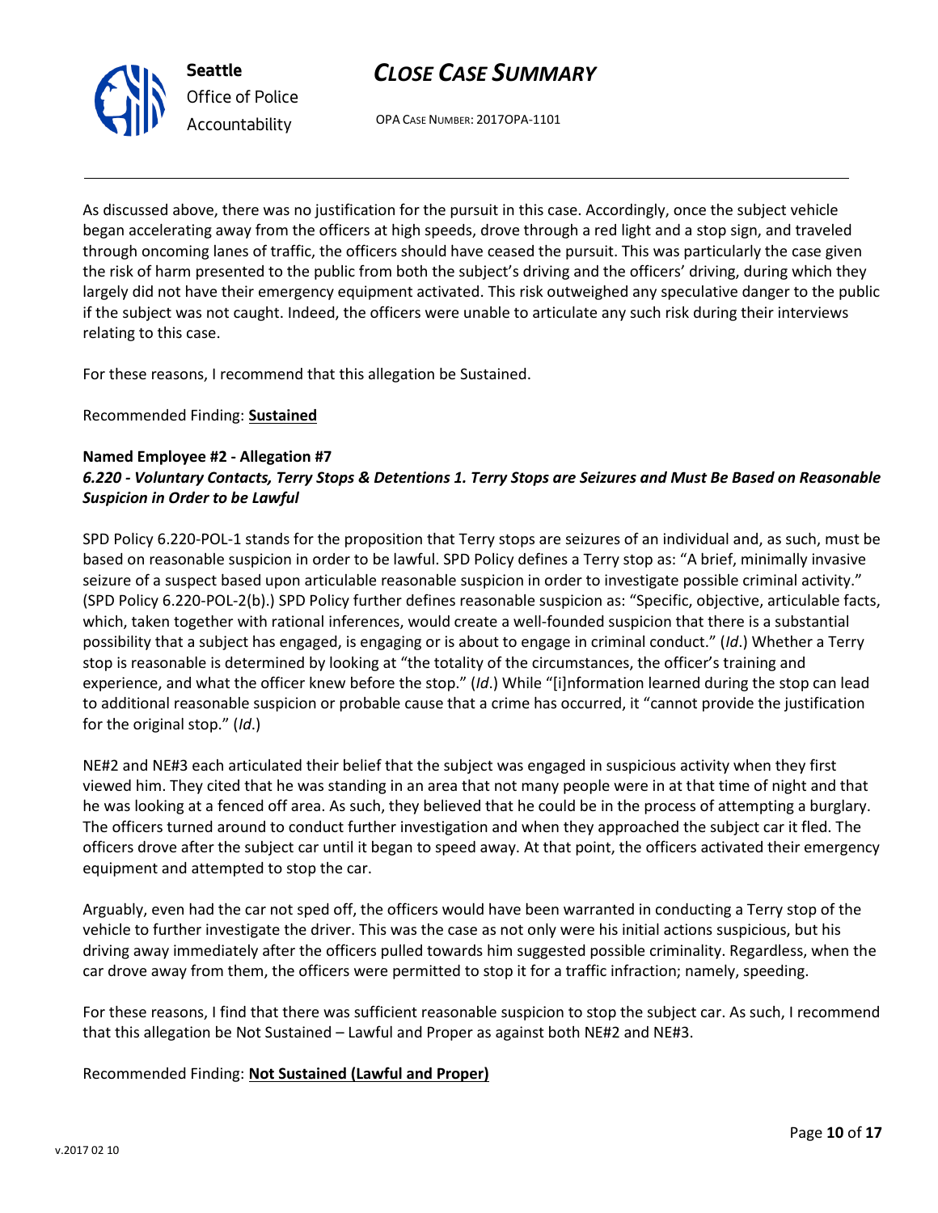As discussed above, there was no justification for the pursuit in this case. Accordingly, once the subject vehicle began accelerating away from the officers at high speeds, drove through a red light and a stop sign, and traveled through oncoming lanes of traffic, the officers should have ceased the pursuit. This was particularly the case given the risk of harm presented to the public from both the subject's driving and the officers' driving, during which they largely did not have their emergency equipment activated. This risk outweighed any speculative danger to the public if the subject was not caught. Indeed, the officers were unable to articulate any such risk during their interviews relating to this case.

For these reasons, I recommend that this allegation be Sustained.

Recommended Finding: **Sustained**

**Named Employee #2 - Allegation #7**
***6.220 - Voluntary Contacts, Terry Stops & Detentions 1. Terry Stops are Seizures and Must Be Based on Reasonable Suspicion in Order to be Lawful***

SPD Policy 6.220-POL-1 stands for the proposition that Terry stops are seizures of an individual and, as such, must be based on reasonable suspicion in order to be lawful. SPD Policy defines a Terry stop as: "A brief, minimally invasive seizure of a suspect based upon articulable reasonable suspicion in order to investigate possible criminal activity." (SPD Policy 6.220-POL-2(b).) SPD Policy further defines reasonable suspicion as: "Specific, objective, articulable facts, which, taken together with rational inferences, would create a well-founded suspicion that there is a substantial possibility that a subject has engaged, is engaging or is about to engage in criminal conduct." (*Id*.) Whether a Terry stop is reasonable is determined by looking at "the totality of the circumstances, the officer's training and experience, and what the officer knew before the stop." (*Id*.) While "[i]nformation learned during the stop can lead to additional reasonable suspicion or probable cause that a crime has occurred, it "cannot provide the justification for the original stop." (*Id*.)

NE#2 and NE#3 each articulated their belief that the subject was engaged in suspicious activity when they first viewed him. They cited that he was standing in an area that not many people were in at that time of night and that he was looking at a fenced off area. As such, they believed that he could be in the process of attempting a burglary. The officers turned around to conduct further investigation and when they approached the subject car it fled. The officers drove after the subject car until it began to speed away. At that point, the officers activated their emergency equipment and attempted to stop the car.

Arguably, even had the car not sped off, the officers would have been warranted in conducting a Terry stop of the vehicle to further investigate the driver. This was the case as not only were his initial actions suspicious, but his driving away immediately after the officers pulled towards him suggested possible criminality. Regardless, when the car drove away from them, the officers were permitted to stop it for a traffic infraction; namely, speeding.

For these reasons, I find that there was sufficient reasonable suspicion to stop the subject car. As such, I recommend that this allegation be Not Sustained – Lawful and Proper as against both NE#2 and NE#3.

Recommended Finding: **Not Sustained (Lawful and Proper)**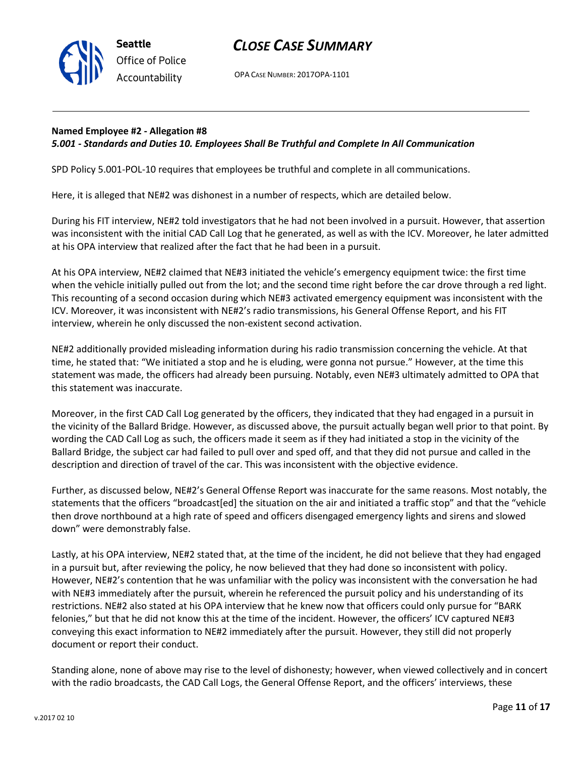**Named Employee #2 - Allegation #8**
***5.001 - Standards and Duties 10. Employees Shall Be Truthful and Complete In All Communication***

SPD Policy 5.001-POL-10 requires that employees be truthful and complete in all communications.

Here, it is alleged that NE#2 was dishonest in a number of respects, which are detailed below.

During his FIT interview, NE#2 told investigators that he had not been involved in a pursuit. However, that assertion was inconsistent with the initial CAD Call Log that he generated, as well as with the ICV. Moreover, he later admitted at his OPA interview that realized after the fact that he had been in a pursuit.

At his OPA interview, NE#2 claimed that NE#3 initiated the vehicle's emergency equipment twice: the first time when the vehicle initially pulled out from the lot; and the second time right before the car drove through a red light. This recounting of a second occasion during which NE#3 activated emergency equipment was inconsistent with the ICV. Moreover, it was inconsistent with NE#2's radio transmissions, his General Offense Report, and his FIT interview, wherein he only discussed the non-existent second activation.

NE#2 additionally provided misleading information during his radio transmission concerning the vehicle. At that time, he stated that: "We initiated a stop and he is eluding, were gonna not pursue." However, at the time this statement was made, the officers had already been pursuing. Notably, even NE#3 ultimately admitted to OPA that this statement was inaccurate.

Moreover, in the first CAD Call Log generated by the officers, they indicated that they had engaged in a pursuit in the vicinity of the Ballard Bridge. However, as discussed above, the pursuit actually began well prior to that point. By wording the CAD Call Log as such, the officers made it seem as if they had initiated a stop in the vicinity of the Ballard Bridge, the subject car had failed to pull over and sped off, and that they did not pursue and called in the description and direction of travel of the car. This was inconsistent with the objective evidence.

Further, as discussed below, NE#2's General Offense Report was inaccurate for the same reasons. Most notably, the statements that the officers "broadcast[ed] the situation on the air and initiated a traffic stop" and that the "vehicle then drove northbound at a high rate of speed and officers disengaged emergency lights and sirens and slowed down" were demonstrably false.

Lastly, at his OPA interview, NE#2 stated that, at the time of the incident, he did not believe that they had engaged in a pursuit but, after reviewing the policy, he now believed that they had done so inconsistent with policy. However, NE#2's contention that he was unfamiliar with the policy was inconsistent with the conversation he had with NE#3 immediately after the pursuit, wherein he referenced the pursuit policy and his understanding of its restrictions. NE#2 also stated at his OPA interview that he knew now that officers could only pursue for "BARK felonies," but that he did not know this at the time of the incident. However, the officers' ICV captured NE#3 conveying this exact information to NE#2 immediately after the pursuit. However, they still did not properly document or report their conduct.

Standing alone, none of above may rise to the level of dishonesty; however, when viewed collectively and in concert with the radio broadcasts, the CAD Call Logs, the General Offense Report, and the officers' interviews, these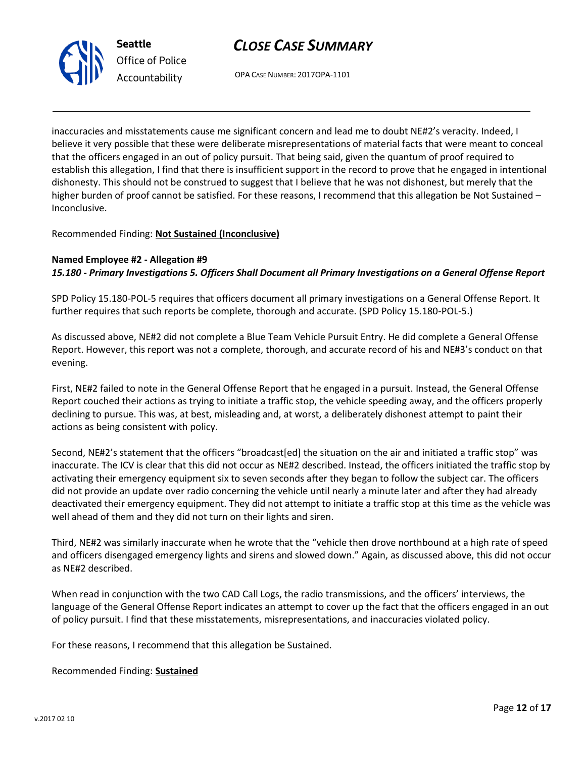inaccuracies and misstatements cause me significant concern and lead me to doubt NE#2's veracity. Indeed, I believe it very possible that these were deliberate misrepresentations of material facts that were meant to conceal that the officers engaged in an out of policy pursuit. That being said, given the quantum of proof required to establish this allegation, I find that there is insufficient support in the record to prove that he engaged in intentional dishonesty. This should not be construed to suggest that I believe that he was not dishonest, but merely that the higher burden of proof cannot be satisfied. For these reasons, I recommend that this allegation be Not Sustained – Inconclusive.

Recommended Finding: **Not Sustained (Inconclusive)**

**Named Employee #2 - Allegation #9**
***15.180 - Primary Investigations 5. Officers Shall Document all Primary Investigations on a General Offense Report***

SPD Policy 15.180-POL-5 requires that officers document all primary investigations on a General Offense Report. It further requires that such reports be complete, thorough and accurate. (SPD Policy 15.180-POL-5.)

As discussed above, NE#2 did not complete a Blue Team Vehicle Pursuit Entry. He did complete a General Offense Report. However, this report was not a complete, thorough, and accurate record of his and NE#3's conduct on that evening.

First, NE#2 failed to note in the General Offense Report that he engaged in a pursuit. Instead, the General Offense Report couched their actions as trying to initiate a traffic stop, the vehicle speeding away, and the officers properly declining to pursue. This was, at best, misleading and, at worst, a deliberately dishonest attempt to paint their actions as being consistent with policy.

Second, NE#2's statement that the officers "broadcast[ed] the situation on the air and initiated a traffic stop" was inaccurate. The ICV is clear that this did not occur as NE#2 described. Instead, the officers initiated the traffic stop by activating their emergency equipment six to seven seconds after they began to follow the subject car. The officers did not provide an update over radio concerning the vehicle until nearly a minute later and after they had already deactivated their emergency equipment. They did not attempt to initiate a traffic stop at this time as the vehicle was well ahead of them and they did not turn on their lights and siren.

Third, NE#2 was similarly inaccurate when he wrote that the "vehicle then drove northbound at a high rate of speed and officers disengaged emergency lights and sirens and slowed down." Again, as discussed above, this did not occur as NE#2 described.

When read in conjunction with the two CAD Call Logs, the radio transmissions, and the officers' interviews, the language of the General Offense Report indicates an attempt to cover up the fact that the officers engaged in an out of policy pursuit. I find that these misstatements, misrepresentations, and inaccuracies violated policy.

For these reasons, I recommend that this allegation be Sustained.

Recommended Finding: **Sustained**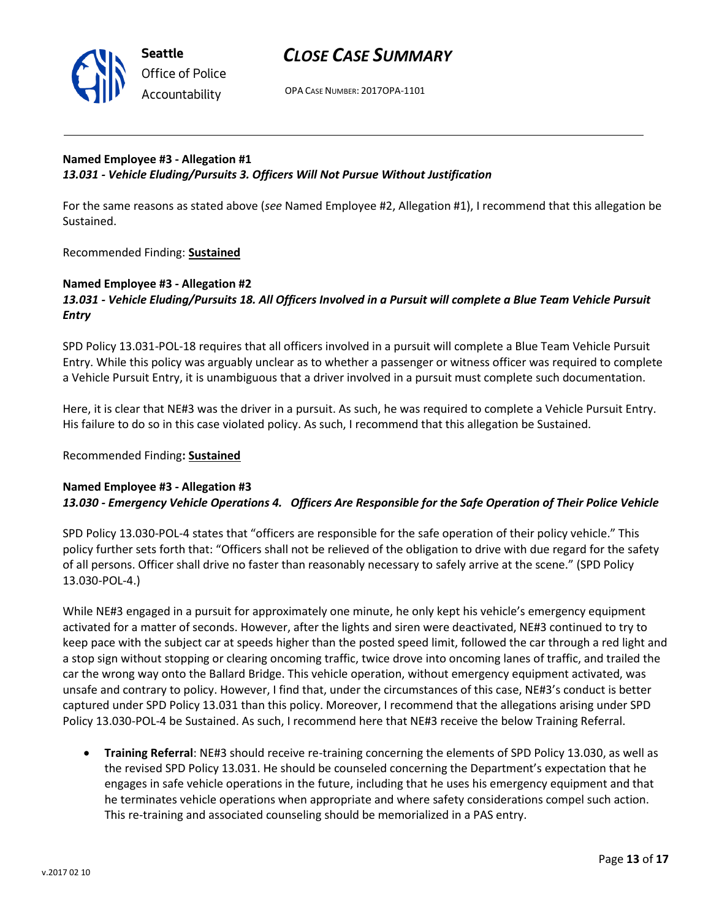**Named Employee #3 - Allegation #1**
***13.031 - Vehicle Eluding/Pursuits 3. Officers Will Not Pursue Without Justification***

For the same reasons as stated above (*see* Named Employee #2, Allegation #1), I recommend that this allegation be Sustained.

Recommended Finding: **Sustained**

**Named Employee #3 - Allegation #2**
***13.031 - Vehicle Eluding/Pursuits 18. All Officers Involved in a Pursuit will complete a Blue Team Vehicle Pursuit Entry***

SPD Policy 13.031-POL-18 requires that all officers involved in a pursuit will complete a Blue Team Vehicle Pursuit Entry. While this policy was arguably unclear as to whether a passenger or witness officer was required to complete a Vehicle Pursuit Entry, it is unambiguous that a driver involved in a pursuit must complete such documentation.

Here, it is clear that NE#3 was the driver in a pursuit. As such, he was required to complete a Vehicle Pursuit Entry. His failure to do so in this case violated policy. As such, I recommend that this allegation be Sustained.

Recommended Finding**: Sustained**

**Named Employee #3 - Allegation #3**
***13.030 - Emergency Vehicle Operations 4. Officers Are Responsible for the Safe Operation of Their Police Vehicle***

SPD Policy 13.030-POL-4 states that "officers are responsible for the safe operation of their policy vehicle." This policy further sets forth that: "Officers shall not be relieved of the obligation to drive with due regard for the safety of all persons. Officer shall drive no faster than reasonably necessary to safely arrive at the scene." (SPD Policy 13.030-POL-4.)

While NE#3 engaged in a pursuit for approximately one minute, he only kept his vehicle's emergency equipment activated for a matter of seconds. However, after the lights and siren were deactivated, NE#3 continued to try to keep pace with the subject car at speeds higher than the posted speed limit, followed the car through a red light and a stop sign without stopping or clearing oncoming traffic, twice drove into oncoming lanes of traffic, and trailed the car the wrong way onto the Ballard Bridge. This vehicle operation, without emergency equipment activated, was unsafe and contrary to policy. However, I find that, under the circumstances of this case, NE#3's conduct is better captured under SPD Policy 13.031 than this policy. Moreover, I recommend that the allegations arising under SPD Policy 13.030-POL-4 be Sustained. As such, I recommend here that NE#3 receive the below Training Referral.

- **Training Referral**: NE#3 should receive re-training concerning the elements of SPD Policy 13.030, as well as the revised SPD Policy 13.031. He should be counseled concerning the Department's expectation that he engages in safe vehicle operations in the future, including that he uses his emergency equipment and that he terminates vehicle operations when appropriate and where safety considerations compel such action. This re-training and associated counseling should be memorialized in a PAS entry.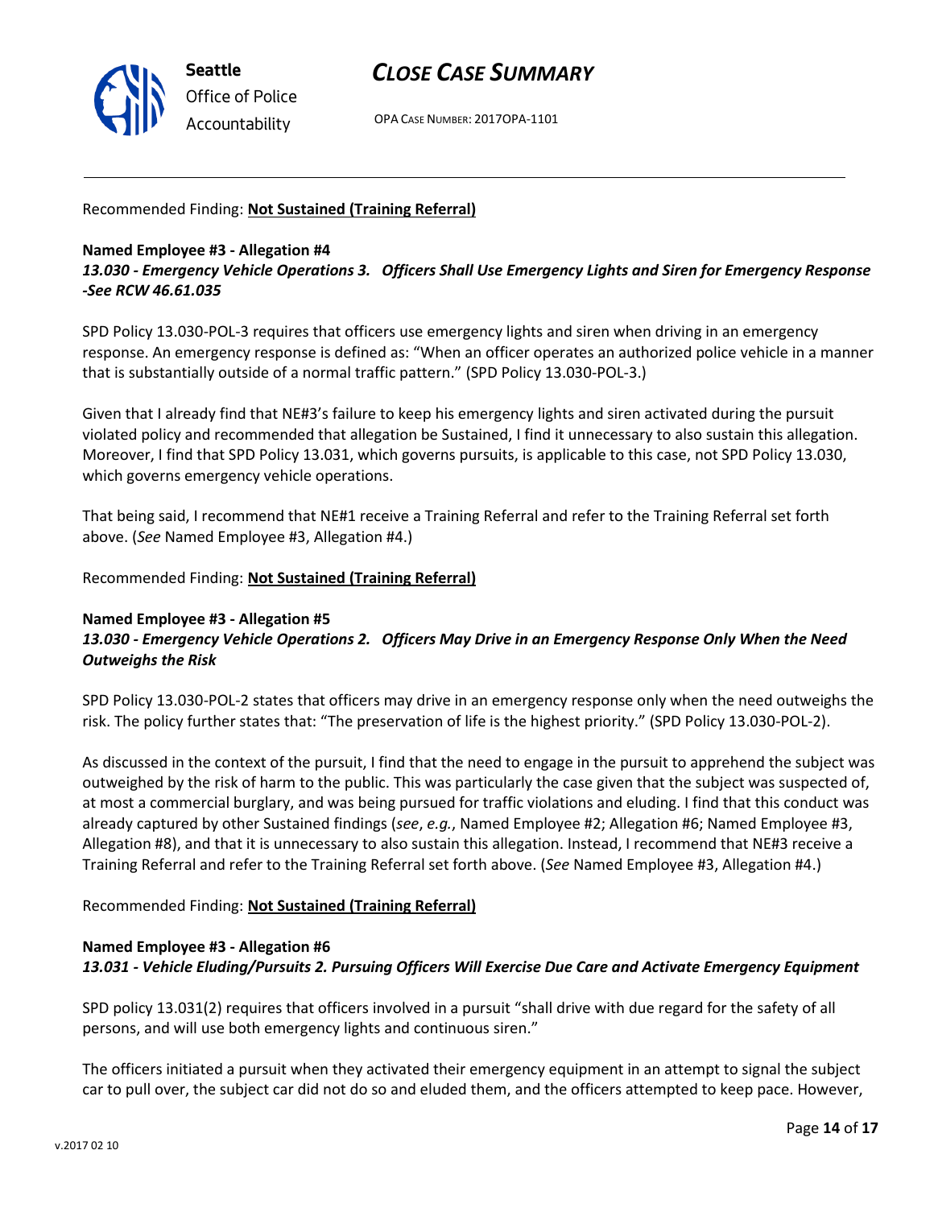Recommended Finding: **Not Sustained (Training Referral)**

**Named Employee #3 - Allegation #4**
***13.030 - Emergency Vehicle Operations 3. Officers Shall Use Emergency Lights and Siren for Emergency Response -See RCW 46.61.035***

SPD Policy 13.030-POL-3 requires that officers use emergency lights and siren when driving in an emergency response. An emergency response is defined as: "When an officer operates an authorized police vehicle in a manner that is substantially outside of a normal traffic pattern." (SPD Policy 13.030-POL-3.)

Given that I already find that NE#3's failure to keep his emergency lights and siren activated during the pursuit violated policy and recommended that allegation be Sustained, I find it unnecessary to also sustain this allegation. Moreover, I find that SPD Policy 13.031, which governs pursuits, is applicable to this case, not SPD Policy 13.030, which governs emergency vehicle operations.

That being said, I recommend that NE#1 receive a Training Referral and refer to the Training Referral set forth above. (*See* Named Employee #3, Allegation #4.)

Recommended Finding: **Not Sustained (Training Referral)**

**Named Employee #3 - Allegation #5**
***13.030 - Emergency Vehicle Operations 2. Officers May Drive in an Emergency Response Only When the Need Outweighs the Risk***

SPD Policy 13.030-POL-2 states that officers may drive in an emergency response only when the need outweighs the risk. The policy further states that: "The preservation of life is the highest priority." (SPD Policy 13.030-POL-2).

As discussed in the context of the pursuit, I find that the need to engage in the pursuit to apprehend the subject was outweighed by the risk of harm to the public. This was particularly the case given that the subject was suspected of, at most a commercial burglary, and was being pursued for traffic violations and eluding. I find that this conduct was already captured by other Sustained findings (*see*, *e.g.*, Named Employee #2; Allegation #6; Named Employee #3, Allegation #8), and that it is unnecessary to also sustain this allegation. Instead, I recommend that NE#3 receive a Training Referral and refer to the Training Referral set forth above. (*See* Named Employee #3, Allegation #4.)

Recommended Finding: **Not Sustained (Training Referral)**

**Named Employee #3 - Allegation #6**
***13.031 - Vehicle Eluding/Pursuits 2. Pursuing Officers Will Exercise Due Care and Activate Emergency Equipment***

SPD policy 13.031(2) requires that officers involved in a pursuit "shall drive with due regard for the safety of all persons, and will use both emergency lights and continuous siren."

The officers initiated a pursuit when they activated their emergency equipment in an attempt to signal the subject car to pull over, the subject car did not do so and eluded them, and the officers attempted to keep pace. However,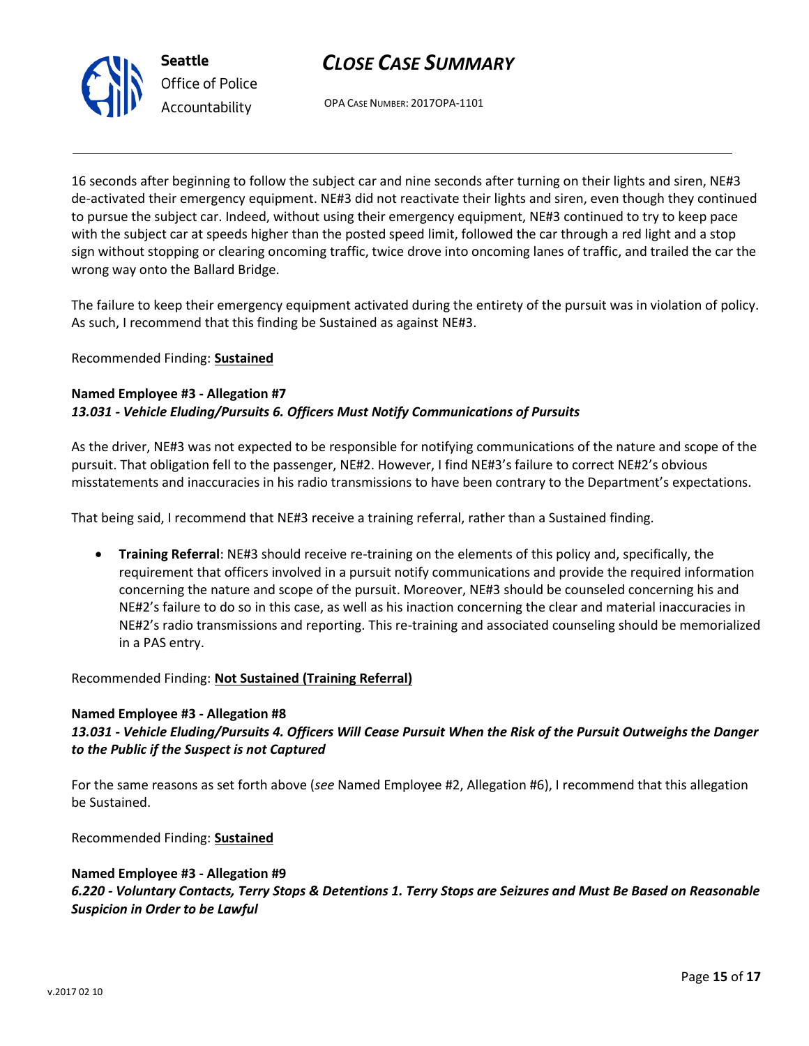16 seconds after beginning to follow the subject car and nine seconds after turning on their lights and siren, NE#3 de-activated their emergency equipment. NE#3 did not reactivate their lights and siren, even though they continued to pursue the subject car. Indeed, without using their emergency equipment, NE#3 continued to try to keep pace with the subject car at speeds higher than the posted speed limit, followed the car through a red light and a stop sign without stopping or clearing oncoming traffic, twice drove into oncoming lanes of traffic, and trailed the car the wrong way onto the Ballard Bridge.

The failure to keep their emergency equipment activated during the entirety of the pursuit was in violation of policy. As such, I recommend that this finding be Sustained as against NE#3.

Recommended Finding: **Sustained**

**Named Employee #3 - Allegation #7**
***13.031 - Vehicle Eluding/Pursuits 6. Officers Must Notify Communications of Pursuits***

As the driver, NE#3 was not expected to be responsible for notifying communications of the nature and scope of the pursuit. That obligation fell to the passenger, NE#2. However, I find NE#3's failure to correct NE#2's obvious misstatements and inaccuracies in his radio transmissions to have been contrary to the Department's expectations.

That being said, I recommend that NE#3 receive a training referral, rather than a Sustained finding.

- **Training Referral**: NE#3 should receive re-training on the elements of this policy and, specifically, the requirement that officers involved in a pursuit notify communications and provide the required information concerning the nature and scope of the pursuit. Moreover, NE#3 should be counseled concerning his and NE#2's failure to do so in this case, as well as his inaction concerning the clear and material inaccuracies in NE#2's radio transmissions and reporting. This re-training and associated counseling should be memorialized in a PAS entry.

Recommended Finding: **Not Sustained (Training Referral)**

**Named Employee #3 - Allegation #8**
***13.031 - Vehicle Eluding/Pursuits 4. Officers Will Cease Pursuit When the Risk of the Pursuit Outweighs the Danger to the Public if the Suspect is not Captured***

For the same reasons as set forth above (*see* Named Employee #2, Allegation #6), I recommend that this allegation be Sustained.

Recommended Finding: **Sustained**

**Named Employee #3 - Allegation #9**
***6.220 - Voluntary Contacts, Terry Stops & Detentions 1. Terry Stops are Seizures and Must Be Based on Reasonable Suspicion in Order to be Lawful***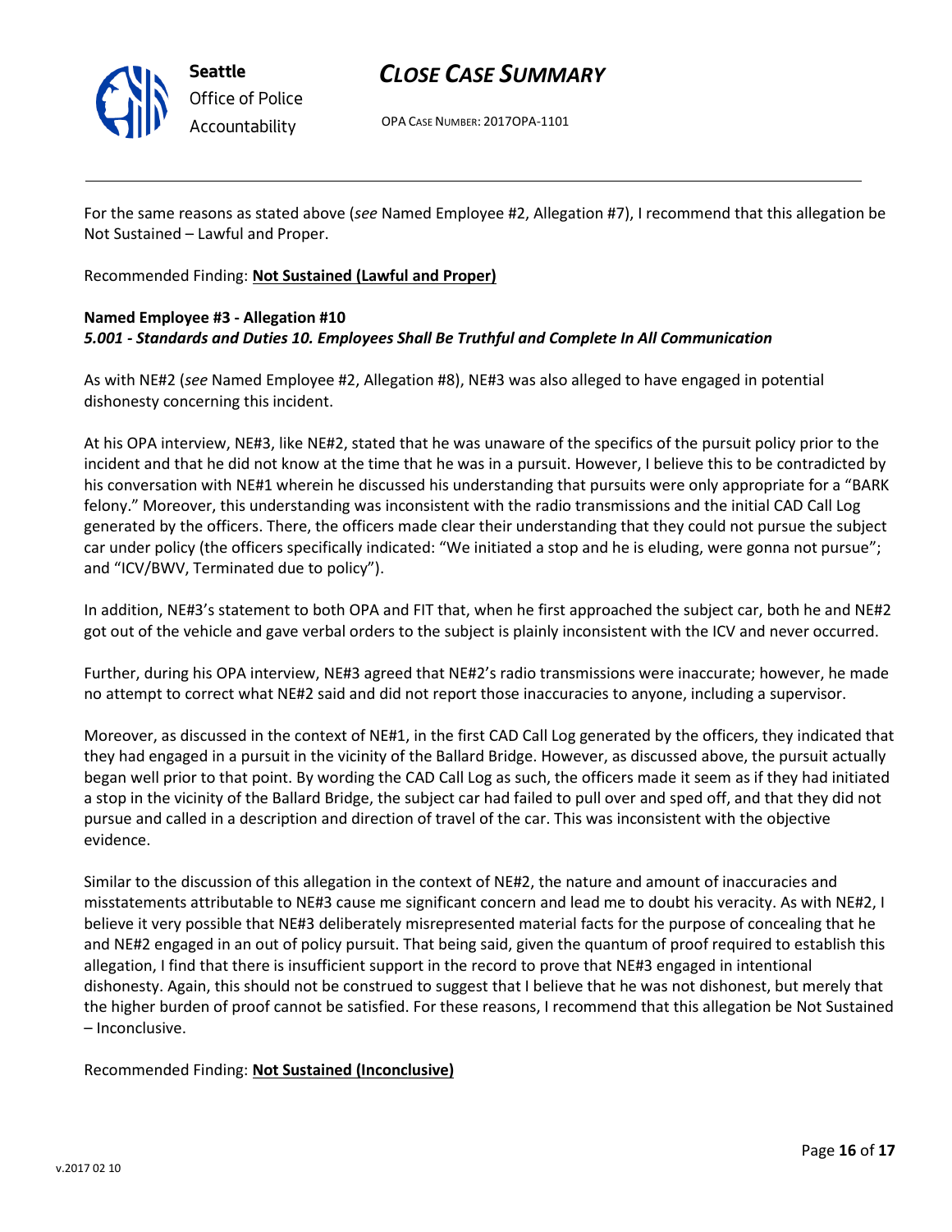For the same reasons as stated above (*see* Named Employee #2, Allegation #7), I recommend that this allegation be Not Sustained – Lawful and Proper.

Recommended Finding: **Not Sustained (Lawful and Proper)**

**Named Employee #3 - Allegation #10**
***5.001 - Standards and Duties 10. Employees Shall Be Truthful and Complete In All Communication***

As with NE#2 (*see* Named Employee #2, Allegation #8), NE#3 was also alleged to have engaged in potential dishonesty concerning this incident.

At his OPA interview, NE#3, like NE#2, stated that he was unaware of the specifics of the pursuit policy prior to the incident and that he did not know at the time that he was in a pursuit. However, I believe this to be contradicted by his conversation with NE#1 wherein he discussed his understanding that pursuits were only appropriate for a "BARK felony." Moreover, this understanding was inconsistent with the radio transmissions and the initial CAD Call Log generated by the officers. There, the officers made clear their understanding that they could not pursue the subject car under policy (the officers specifically indicated: "We initiated a stop and he is eluding, were gonna not pursue"; and "ICV/BWV, Terminated due to policy").

In addition, NE#3's statement to both OPA and FIT that, when he first approached the subject car, both he and NE#2 got out of the vehicle and gave verbal orders to the subject is plainly inconsistent with the ICV and never occurred.

Further, during his OPA interview, NE#3 agreed that NE#2's radio transmissions were inaccurate; however, he made no attempt to correct what NE#2 said and did not report those inaccuracies to anyone, including a supervisor.

Moreover, as discussed in the context of NE#1, in the first CAD Call Log generated by the officers, they indicated that they had engaged in a pursuit in the vicinity of the Ballard Bridge. However, as discussed above, the pursuit actually began well prior to that point. By wording the CAD Call Log as such, the officers made it seem as if they had initiated a stop in the vicinity of the Ballard Bridge, the subject car had failed to pull over and sped off, and that they did not pursue and called in a description and direction of travel of the car. This was inconsistent with the objective evidence.

Similar to the discussion of this allegation in the context of NE#2, the nature and amount of inaccuracies and misstatements attributable to NE#3 cause me significant concern and lead me to doubt his veracity. As with NE#2, I believe it very possible that NE#3 deliberately misrepresented material facts for the purpose of concealing that he and NE#2 engaged in an out of policy pursuit. That being said, given the quantum of proof required to establish this allegation, I find that there is insufficient support in the record to prove that NE#3 engaged in intentional dishonesty. Again, this should not be construed to suggest that I believe that he was not dishonest, but merely that the higher burden of proof cannot be satisfied. For these reasons, I recommend that this allegation be Not Sustained – Inconclusive.

Recommended Finding: **Not Sustained (Inconclusive)**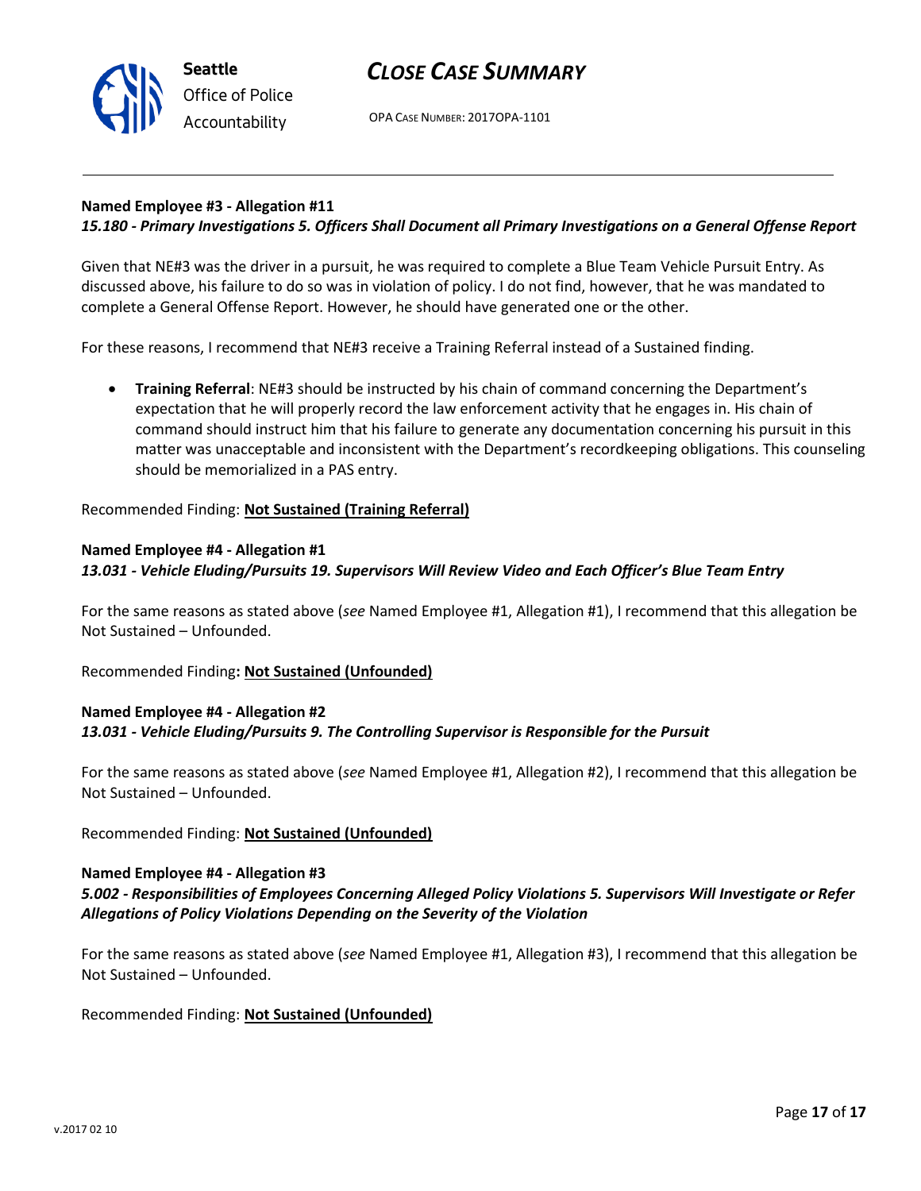**Named Employee #3 - Allegation #11**
***15.180 - Primary Investigations 5. Officers Shall Document all Primary Investigations on a General Offense Report***

Given that NE#3 was the driver in a pursuit, he was required to complete a Blue Team Vehicle Pursuit Entry. As discussed above, his failure to do so was in violation of policy. I do not find, however, that he was mandated to complete a General Offense Report. However, he should have generated one or the other.

For these reasons, I recommend that NE#3 receive a Training Referral instead of a Sustained finding.

- **Training Referral**: NE#3 should be instructed by his chain of command concerning the Department's expectation that he will properly record the law enforcement activity that he engages in. His chain of command should instruct him that his failure to generate any documentation concerning his pursuit in this matter was unacceptable and inconsistent with the Department's recordkeeping obligations. This counseling should be memorialized in a PAS entry.

Recommended Finding: **Not Sustained (Training Referral)**

**Named Employee #4 - Allegation #1**
***13.031 - Vehicle Eluding/Pursuits 19. Supervisors Will Review Video and Each Officer's Blue Team Entry***

For the same reasons as stated above (*see* Named Employee #1, Allegation #1), I recommend that this allegation be Not Sustained – Unfounded.

Recommended Finding**: Not Sustained (Unfounded)**

**Named Employee #4 - Allegation #2**
***13.031 - Vehicle Eluding/Pursuits 9. The Controlling Supervisor is Responsible for the Pursuit***

For the same reasons as stated above (*see* Named Employee #1, Allegation #2), I recommend that this allegation be Not Sustained – Unfounded.

Recommended Finding: **Not Sustained (Unfounded)**

**Named Employee #4 - Allegation #3**
***5.002 - Responsibilities of Employees Concerning Alleged Policy Violations 5. Supervisors Will Investigate or Refer Allegations of Policy Violations Depending on the Severity of the Violation***

For the same reasons as stated above (*see* Named Employee #1, Allegation #3), I recommend that this allegation be Not Sustained – Unfounded.

Recommended Finding: **Not Sustained (Unfounded)**